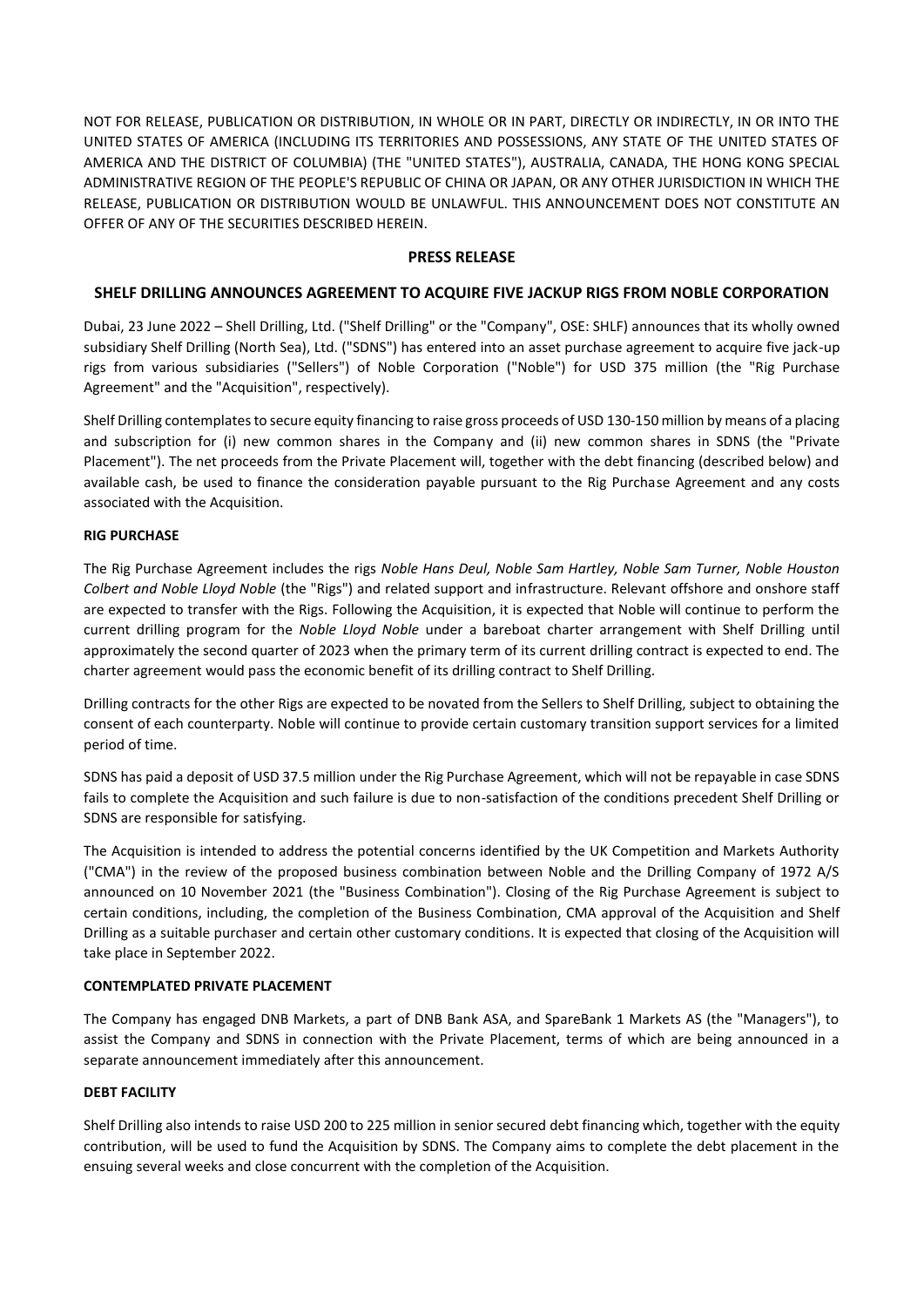NOT FOR RELEASE, PUBLICATION OR DISTRIBUTION, IN WHOLE OR IN PART, DIRECTLY OR INDIRECTLY, IN OR INTO THE UNITED STATES OF AMERICA (INCLUDING ITS TERRITORIES AND POSSESSIONS, ANY STATE OF THE UNITED STATES OF AMERICA AND THE DISTRICT OF COLUMBIA) (THE "UNITED STATES"), AUSTRALIA, CANADA, THE HONG KONG SPECIAL ADMINISTRATIVE REGION OF THE PEOPLE'S REPUBLIC OF CHINA OR JAPAN, OR ANY OTHER JURISDICTION IN WHICH THE RELEASE, PUBLICATION OR DISTRIBUTION WOULD BE UNLAWFUL. THIS ANNOUNCEMENT DOES NOT CONSTITUTE AN OFFER OF ANY OF THE SECURITIES DESCRIBED HEREIN.

**PRESS RELEASE**

# SHELF DRILLING ANNOUNCES AGREEMENT TO ACQUIRE FIVE JACKUP RIGS FROM NOBLE CORPORATION

Dubai, 23 June 2022 – Shell Drilling, Ltd. ("Shelf Drilling" or the "Company", OSE: SHLF) announces that its wholly owned subsidiary Shelf Drilling (North Sea), Ltd. ("SDNS") has entered into an asset purchase agreement to acquire five jack-up rigs from various subsidiaries ("Sellers") of Noble Corporation ("Noble") for USD 375 million (the "Rig Purchase Agreement" and the "Acquisition", respectively).

Shelf Drilling contemplates to secure equity financing to raise gross proceeds of USD 130-150 million by means of a placing and subscription for (i) new common shares in the Company and (ii) new common shares in SDNS (the "Private Placement"). The net proceeds from the Private Placement will, together with the debt financing (described below) and available cash, be used to finance the consideration payable pursuant to the Rig Purchase Agreement and any costs associated with the Acquisition.

## RIG PURCHASE

The Rig Purchase Agreement includes the rigs *Noble Hans Deul, Noble Sam Hartley, Noble Sam Turner, Noble Houston Colbert and Noble Lloyd Noble* (the "Rigs") and related support and infrastructure. Relevant offshore and onshore staff are expected to transfer with the Rigs. Following the Acquisition, it is expected that Noble will continue to perform the current drilling program for the *Noble Lloyd Noble* under a bareboat charter arrangement with Shelf Drilling until approximately the second quarter of 2023 when the primary term of its current drilling contract is expected to end. The charter agreement would pass the economic benefit of its drilling contract to Shelf Drilling.

Drilling contracts for the other Rigs are expected to be novated from the Sellers to Shelf Drilling, subject to obtaining the consent of each counterparty. Noble will continue to provide certain customary transition support services for a limited period of time.

SDNS has paid a deposit of USD 37.5 million under the Rig Purchase Agreement, which will not be repayable in case SDNS fails to complete the Acquisition and such failure is due to non-satisfaction of the conditions precedent Shelf Drilling or SDNS are responsible for satisfying.

The Acquisition is intended to address the potential concerns identified by the UK Competition and Markets Authority ("CMA") in the review of the proposed business combination between Noble and the Drilling Company of 1972 A/S announced on 10 November 2021 (the "Business Combination"). Closing of the Rig Purchase Agreement is subject to certain conditions, including, the completion of the Business Combination, CMA approval of the Acquisition and Shelf Drilling as a suitable purchaser and certain other customary conditions. It is expected that closing of the Acquisition will take place in September 2022.

## CONTEMPLATED PRIVATE PLACEMENT

The Company has engaged DNB Markets, a part of DNB Bank ASA, and SpareBank 1 Markets AS (the "Managers"), to assist the Company and SDNS in connection with the Private Placement, terms of which are being announced in a separate announcement immediately after this announcement.

## DEBT FACILITY

Shelf Drilling also intends to raise USD 200 to 225 million in senior secured debt financing which, together with the equity contribution, will be used to fund the Acquisition by SDNS. The Company aims to complete the debt placement in the ensuing several weeks and close concurrent with the completion of the Acquisition.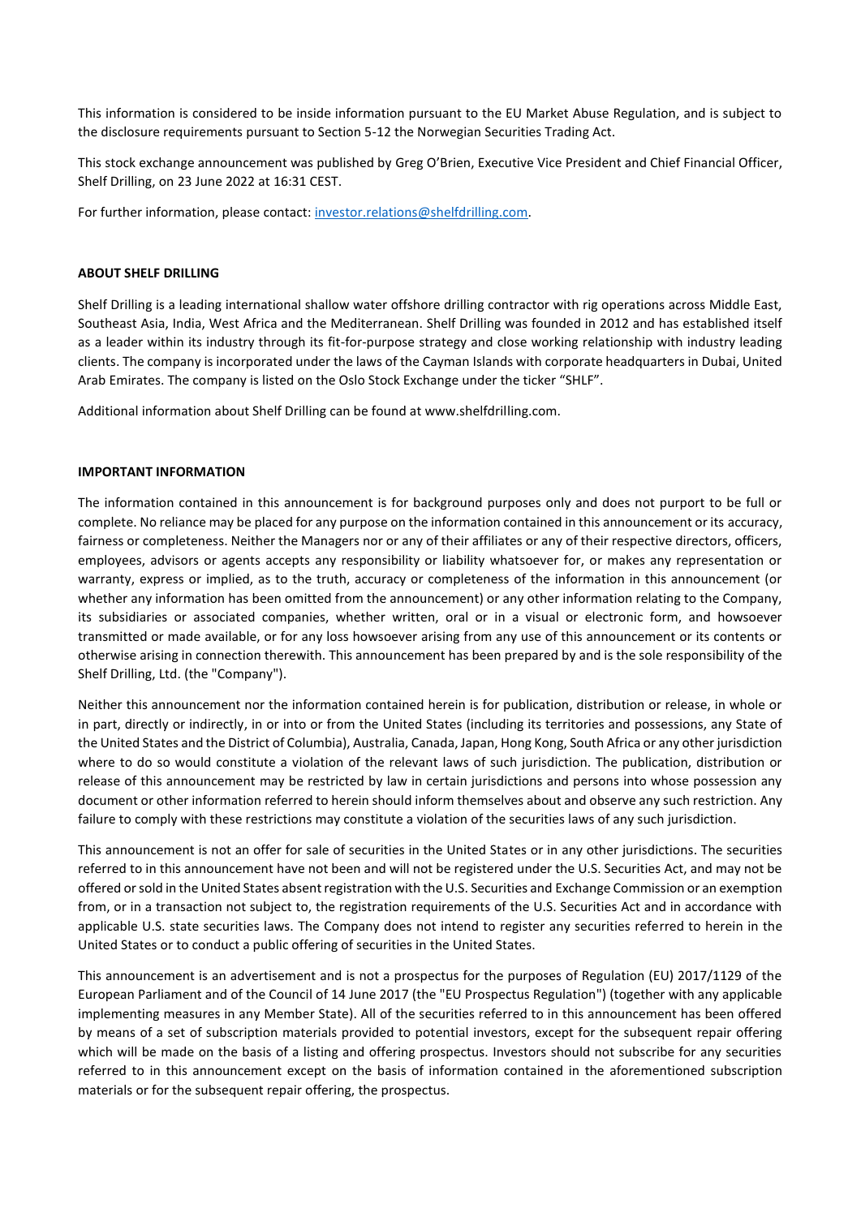This information is considered to be inside information pursuant to the EU Market Abuse Regulation, and is subject to the disclosure requirements pursuant to Section 5-12 the Norwegian Securities Trading Act.

This stock exchange announcement was published by Greg O'Brien, Executive Vice President and Chief Financial Officer, Shelf Drilling, on 23 June 2022 at 16:31 CEST.

For further information, please contact: investor.relations@shelfdrilling.com.

**ABOUT SHELF DRILLING**

Shelf Drilling is a leading international shallow water offshore drilling contractor with rig operations across Middle East, Southeast Asia, India, West Africa and the Mediterranean. Shelf Drilling was founded in 2012 and has established itself as a leader within its industry through its fit-for-purpose strategy and close working relationship with industry leading clients. The company is incorporated under the laws of the Cayman Islands with corporate headquarters in Dubai, United Arab Emirates. The company is listed on the Oslo Stock Exchange under the ticker "SHLF".

Additional information about Shelf Drilling can be found at www.shelfdrilling.com.

**IMPORTANT INFORMATION**

The information contained in this announcement is for background purposes only and does not purport to be full or complete. No reliance may be placed for any purpose on the information contained in this announcement or its accuracy, fairness or completeness. Neither the Managers nor or any of their affiliates or any of their respective directors, officers, employees, advisors or agents accepts any responsibility or liability whatsoever for, or makes any representation or warranty, express or implied, as to the truth, accuracy or completeness of the information in this announcement (or whether any information has been omitted from the announcement) or any other information relating to the Company, its subsidiaries or associated companies, whether written, oral or in a visual or electronic form, and howsoever transmitted or made available, or for any loss howsoever arising from any use of this announcement or its contents or otherwise arising in connection therewith. This announcement has been prepared by and is the sole responsibility of the Shelf Drilling, Ltd. (the "Company").

Neither this announcement nor the information contained herein is for publication, distribution or release, in whole or in part, directly or indirectly, in or into or from the United States (including its territories and possessions, any State of the United States and the District of Columbia), Australia, Canada, Japan, Hong Kong, South Africa or any other jurisdiction where to do so would constitute a violation of the relevant laws of such jurisdiction. The publication, distribution or release of this announcement may be restricted by law in certain jurisdictions and persons into whose possession any document or other information referred to herein should inform themselves about and observe any such restriction. Any failure to comply with these restrictions may constitute a violation of the securities laws of any such jurisdiction.

This announcement is not an offer for sale of securities in the United States or in any other jurisdictions. The securities referred to in this announcement have not been and will not be registered under the U.S. Securities Act, and may not be offered or sold in the United States absent registration with the U.S. Securities and Exchange Commission or an exemption from, or in a transaction not subject to, the registration requirements of the U.S. Securities Act and in accordance with applicable U.S. state securities laws. The Company does not intend to register any securities referred to herein in the United States or to conduct a public offering of securities in the United States.

This announcement is an advertisement and is not a prospectus for the purposes of Regulation (EU) 2017/1129 of the European Parliament and of the Council of 14 June 2017 (the "EU Prospectus Regulation") (together with any applicable implementing measures in any Member State). All of the securities referred to in this announcement has been offered by means of a set of subscription materials provided to potential investors, except for the subsequent repair offering which will be made on the basis of a listing and offering prospectus. Investors should not subscribe for any securities referred to in this announcement except on the basis of information contained in the aforementioned subscription materials or for the subsequent repair offering, the prospectus.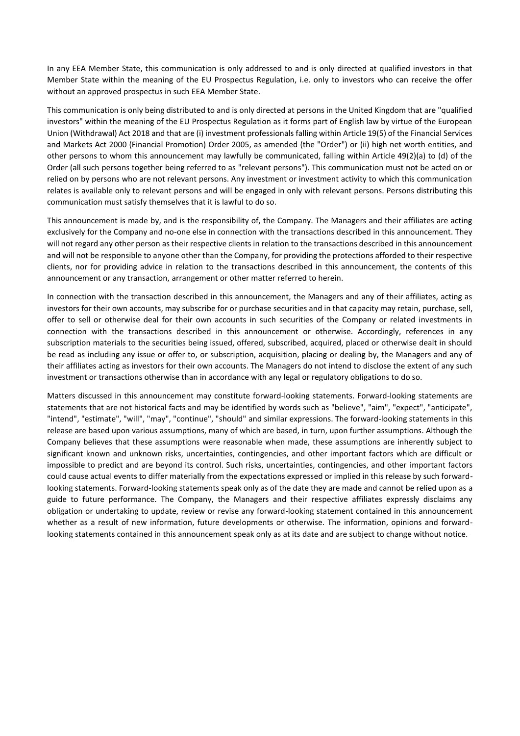In any EEA Member State, this communication is only addressed to and is only directed at qualified investors in that Member State within the meaning of the EU Prospectus Regulation, i.e. only to investors who can receive the offer without an approved prospectus in such EEA Member State.

This communication is only being distributed to and is only directed at persons in the United Kingdom that are "qualified investors" within the meaning of the EU Prospectus Regulation as it forms part of English law by virtue of the European Union (Withdrawal) Act 2018 and that are (i) investment professionals falling within Article 19(5) of the Financial Services and Markets Act 2000 (Financial Promotion) Order 2005, as amended (the "Order") or (ii) high net worth entities, and other persons to whom this announcement may lawfully be communicated, falling within Article 49(2)(a) to (d) of the Order (all such persons together being referred to as "relevant persons"). This communication must not be acted on or relied on by persons who are not relevant persons. Any investment or investment activity to which this communication relates is available only to relevant persons and will be engaged in only with relevant persons. Persons distributing this communication must satisfy themselves that it is lawful to do so.

This announcement is made by, and is the responsibility of, the Company. The Managers and their affiliates are acting exclusively for the Company and no-one else in connection with the transactions described in this announcement. They will not regard any other person as their respective clients in relation to the transactions described in this announcement and will not be responsible to anyone other than the Company, for providing the protections afforded to their respective clients, nor for providing advice in relation to the transactions described in this announcement, the contents of this announcement or any transaction, arrangement or other matter referred to herein.

In connection with the transaction described in this announcement, the Managers and any of their affiliates, acting as investors for their own accounts, may subscribe for or purchase securities and in that capacity may retain, purchase, sell, offer to sell or otherwise deal for their own accounts in such securities of the Company or related investments in connection with the transactions described in this announcement or otherwise. Accordingly, references in any subscription materials to the securities being issued, offered, subscribed, acquired, placed or otherwise dealt in should be read as including any issue or offer to, or subscription, acquisition, placing or dealing by, the Managers and any of their affiliates acting as investors for their own accounts. The Managers do not intend to disclose the extent of any such investment or transactions otherwise than in accordance with any legal or regulatory obligations to do so.

Matters discussed in this announcement may constitute forward-looking statements. Forward-looking statements are statements that are not historical facts and may be identified by words such as "believe", "aim", "expect", "anticipate", "intend", "estimate", "will", "may", "continue", "should" and similar expressions. The forward-looking statements in this release are based upon various assumptions, many of which are based, in turn, upon further assumptions. Although the Company believes that these assumptions were reasonable when made, these assumptions are inherently subject to significant known and unknown risks, uncertainties, contingencies, and other important factors which are difficult or impossible to predict and are beyond its control. Such risks, uncertainties, contingencies, and other important factors could cause actual events to differ materially from the expectations expressed or implied in this release by such forward-looking statements. Forward-looking statements speak only as of the date they are made and cannot be relied upon as a guide to future performance. The Company, the Managers and their respective affiliates expressly disclaims any obligation or undertaking to update, review or revise any forward-looking statement contained in this announcement whether as a result of new information, future developments or otherwise. The information, opinions and forward-looking statements contained in this announcement speak only as at its date and are subject to change without notice.